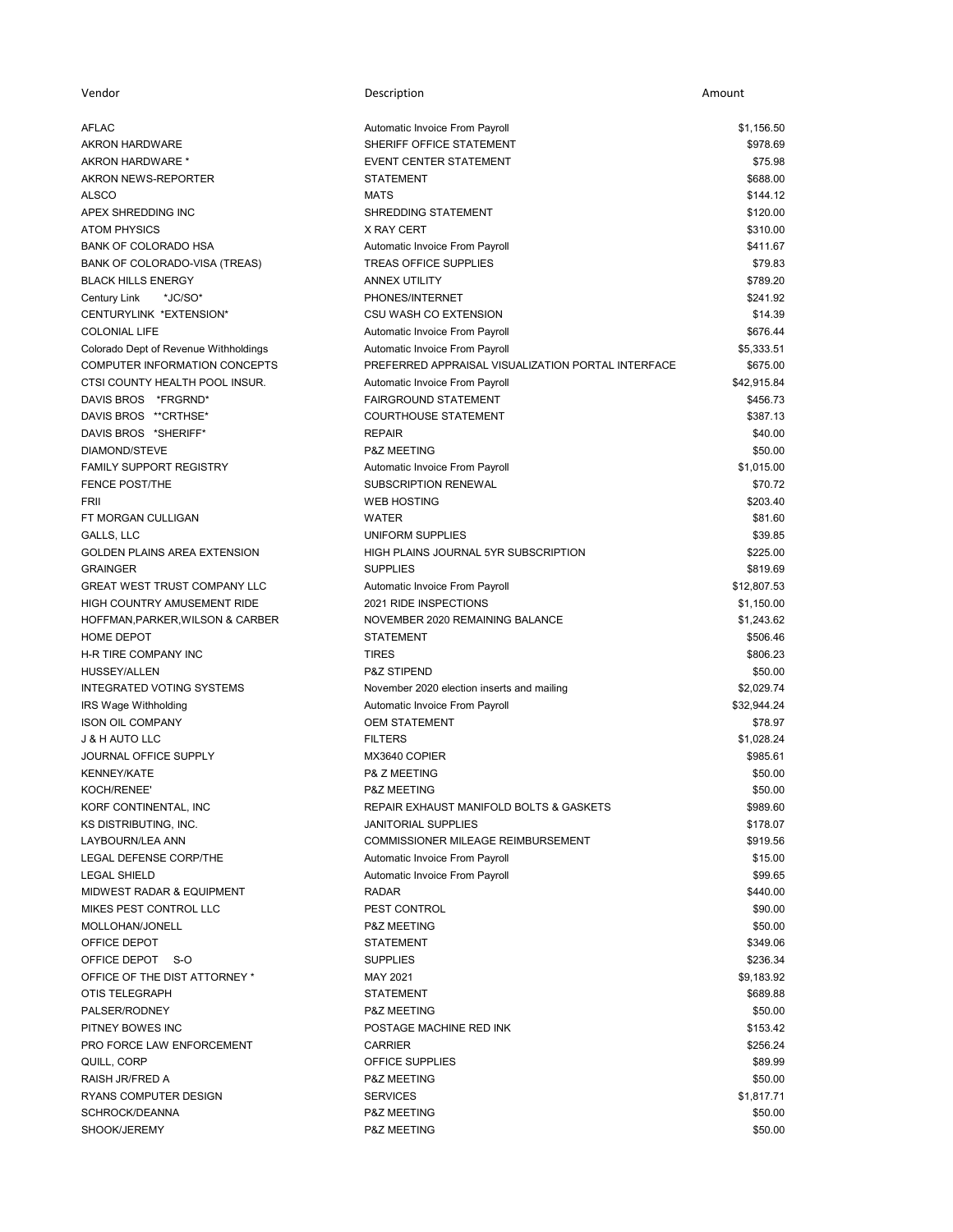| Vendor | Description | Amount |
|---|---|---|
| AFLAC | Automatic Invoice From Payroll | $1,156.50 |
| AKRON HARDWARE | SHERIFF OFFICE STATEMENT | $978.69 |
| AKRON HARDWARE * | EVENT CENTER STATEMENT | $75.98 |
| AKRON NEWS-REPORTER | STATEMENT | $688.00 |
| ALSCO | MATS | $144.12 |
| APEX SHREDDING INC | SHREDDING STATEMENT | $120.00 |
| ATOM PHYSICS | X RAY CERT | $310.00 |
| BANK OF COLORADO HSA | Automatic Invoice From Payroll | $411.67 |
| BANK OF COLORADO-VISA (TREAS) | TREAS OFFICE SUPPLIES | $79.83 |
| BLACK HILLS ENERGY | ANNEX UTILITY | $789.20 |
| Century Link *JC/SO* | PHONES/INTERNET | $241.92 |
| CENTURYLINK *EXTENSION* | CSU WASH CO EXTENSION | $14.39 |
| COLONIAL LIFE | Automatic Invoice From Payroll | $676.44 |
| Colorado Dept of Revenue Withholdings | Automatic Invoice From Payroll | $5,333.51 |
| COMPUTER INFORMATION CONCEPTS | PREFERRED APPRAISAL VISUALIZATION PORTAL INTERFACE | $675.00 |
| CTSI COUNTY HEALTH POOL INSUR. | Automatic Invoice From Payroll | $42,915.84 |
| DAVIS BROS *FRGRND* | FAIRGROUND STATEMENT | $456.73 |
| DAVIS BROS **CRTHSE* | COURTHOUSE STATEMENT | $387.13 |
| DAVIS BROS *SHERIFF* | REPAIR | $40.00 |
| DIAMOND/STEVE | P&Z MEETING | $50.00 |
| FAMILY SUPPORT REGISTRY | Automatic Invoice From Payroll | $1,015.00 |
| FENCE POST/THE | SUBSCRIPTION RENEWAL | $70.72 |
| FRII | WEB HOSTING | $203.40 |
| FT MORGAN CULLIGAN | WATER | $81.60 |
| GALLS, LLC | UNIFORM SUPPLIES | $39.85 |
| GOLDEN PLAINS AREA EXTENSION | HIGH PLAINS JOURNAL 5YR SUBSCRIPTION | $225.00 |
| GRAINGER | SUPPLIES | $819.69 |
| GREAT WEST TRUST COMPANY LLC | Automatic Invoice From Payroll | $12,807.53 |
| HIGH COUNTRY AMUSEMENT RIDE | 2021 RIDE INSPECTIONS | $1,150.00 |
| HOFFMAN,PARKER,WILSON & CARBER | NOVEMBER 2020 REMAINING BALANCE | $1,243.62 |
| HOME DEPOT | STATEMENT | $506.46 |
| H-R TIRE COMPANY INC | TIRES | $806.23 |
| HUSSEY/ALLEN | P&Z STIPEND | $50.00 |
| INTEGRATED VOTING SYSTEMS | November 2020 election inserts and mailing | $2,029.74 |
| IRS Wage Withholding | Automatic Invoice From Payroll | $32,944.24 |
| ISON OIL COMPANY | OEM STATEMENT | $78.97 |
| J & H AUTO LLC | FILTERS | $1,028.24 |
| JOURNAL OFFICE SUPPLY | MX3640 COPIER | $985.61 |
| KENNEY/KATE | P& Z MEETING | $50.00 |
| KOCH/RENEE' | P&Z MEETING | $50.00 |
| KORF CONTINENTAL, INC | REPAIR EXHAUST MANIFOLD BOLTS & GASKETS | $989.60 |
| KS DISTRIBUTING, INC. | JANITORIAL SUPPLIES | $178.07 |
| LAYBOURN/LEA ANN | COMMISSIONER MILEAGE REIMBURSEMENT | $919.56 |
| LEGAL DEFENSE CORP/THE | Automatic Invoice From Payroll | $15.00 |
| LEGAL SHIELD | Automatic Invoice From Payroll | $99.65 |
| MIDWEST RADAR & EQUIPMENT | RADAR | $440.00 |
| MIKES PEST CONTROL LLC | PEST CONTROL | $90.00 |
| MOLLOHAN/JONELL | P&Z MEETING | $50.00 |
| OFFICE DEPOT | STATEMENT | $349.06 |
| OFFICE DEPOT S-O | SUPPLIES | $236.34 |
| OFFICE OF THE DIST ATTORNEY * | MAY 2021 | $9,183.92 |
| OTIS TELEGRAPH | STATEMENT | $689.88 |
| PALSER/RODNEY | P&Z MEETING | $50.00 |
| PITNEY BOWES INC | POSTAGE MACHINE RED INK | $153.42 |
| PRO FORCE LAW ENFORCEMENT | CARRIER | $256.24 |
| QUILL, CORP | OFFICE SUPPLIES | $89.99 |
| RAISH JR/FRED A | P&Z MEETING | $50.00 |
| RYANS COMPUTER DESIGN | SERVICES | $1,817.71 |
| SCHROCK/DEANNA | P&Z MEETING | $50.00 |
| SHOOK/JEREMY | P&Z MEETING | $50.00 |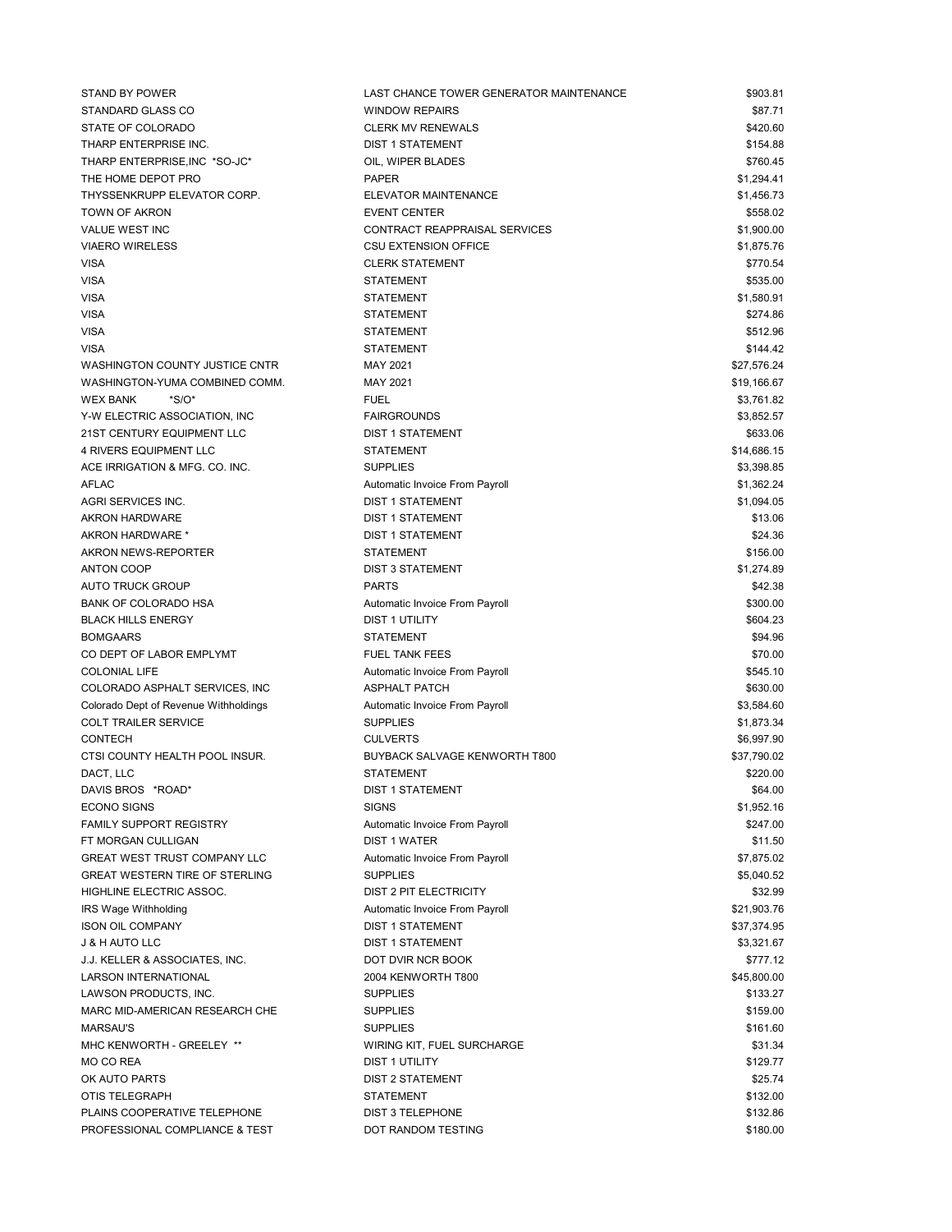| | | |
|---|---|---|
| STAND BY POWER | LAST CHANCE TOWER GENERATOR MAINTENANCE | $903.81 |
| STANDARD GLASS CO | WINDOW REPAIRS | $87.71 |
| STATE OF COLORADO | CLERK MV RENEWALS | $420.60 |
| THARP ENTERPRISE INC. | DIST 1 STATEMENT | $154.88 |
| THARP ENTERPRISE,INC *SO-JC* | OIL, WIPER BLADES | $760.45 |
| THE HOME DEPOT PRO | PAPER | $1,294.41 |
| THYSSENKRUPP ELEVATOR CORP. | ELEVATOR MAINTENANCE | $1,456.73 |
| TOWN OF AKRON | EVENT CENTER | $558.02 |
| VALUE WEST INC | CONTRACT REAPPRAISAL SERVICES | $1,900.00 |
| VIAERO WIRELESS | CSU EXTENSION OFFICE | $1,875.76 |
| VISA | CLERK STATEMENT | $770.54 |
| VISA | STATEMENT | $535.00 |
| VISA | STATEMENT | $1,580.91 |
| VISA | STATEMENT | $274.86 |
| VISA | STATEMENT | $512.96 |
| VISA | STATEMENT | $144.42 |
| WASHINGTON COUNTY JUSTICE CNTR | MAY 2021 | $27,576.24 |
| WASHINGTON-YUMA COMBINED COMM. | MAY 2021 | $19,166.67 |
| WEX BANK *S/O* | FUEL | $3,761.82 |
| Y-W ELECTRIC ASSOCIATION, INC | FAIRGROUNDS | $3,852.57 |
| 21ST CENTURY EQUIPMENT LLC | DIST 1 STATEMENT | $633.06 |
| 4 RIVERS EQUIPMENT LLC | STATEMENT | $14,686.15 |
| ACE IRRIGATION & MFG. CO. INC. | SUPPLIES | $3,398.85 |
| AFLAC | Automatic Invoice From Payroll | $1,362.24 |
| AGRI SERVICES INC. | DIST 1 STATEMENT | $1,094.05 |
| AKRON HARDWARE | DIST 1 STATEMENT | $13.06 |
| AKRON HARDWARE * | DIST 1 STATEMENT | $24.36 |
| AKRON NEWS-REPORTER | STATEMENT | $156.00 |
| ANTON COOP | DIST 3 STATEMENT | $1,274.89 |
| AUTO TRUCK GROUP | PARTS | $42.38 |
| BANK OF COLORADO HSA | Automatic Invoice From Payroll | $300.00 |
| BLACK HILLS ENERGY | DIST 1 UTILITY | $604.23 |
| BOMGAARS | STATEMENT | $94.96 |
| CO DEPT OF LABOR EMPLYMT | FUEL TANK FEES | $70.00 |
| COLONIAL LIFE | Automatic Invoice From Payroll | $545.10 |
| COLORADO ASPHALT SERVICES, INC | ASPHALT PATCH | $630.00 |
| Colorado Dept of Revenue Withholdings | Automatic Invoice From Payroll | $3,584.60 |
| COLT TRAILER SERVICE | SUPPLIES | $1,873.34 |
| CONTECH | CULVERTS | $6,997.90 |
| CTSI COUNTY HEALTH POOL INSUR. | BUYBACK SALVAGE KENWORTH T800 | $37,790.02 |
| DACT, LLC | STATEMENT | $220.00 |
| DAVIS BROS *ROAD* | DIST 1 STATEMENT | $64.00 |
| ECONO SIGNS | SIGNS | $1,952.16 |
| FAMILY SUPPORT REGISTRY | Automatic Invoice From Payroll | $247.00 |
| FT MORGAN CULLIGAN | DIST 1 WATER | $11.50 |
| GREAT WEST TRUST COMPANY LLC | Automatic Invoice From Payroll | $7,875.02 |
| GREAT WESTERN TIRE OF STERLING | SUPPLIES | $5,040.52 |
| HIGHLINE ELECTRIC ASSOC. | DIST 2 PIT ELECTRICITY | $32.99 |
| IRS Wage Withholding | Automatic Invoice From Payroll | $21,903.76 |
| ISON OIL COMPANY | DIST 1 STATEMENT | $37,374.95 |
| J & H AUTO LLC | DIST 1 STATEMENT | $3,321.67 |
| J.J. KELLER & ASSOCIATES, INC. | DOT DVIR NCR BOOK | $777.12 |
| LARSON INTERNATIONAL | 2004 KENWORTH T800 | $45,800.00 |
| LAWSON PRODUCTS, INC. | SUPPLIES | $133.27 |
| MARC MID-AMERICAN RESEARCH CHE | SUPPLIES | $159.00 |
| MARSAU'S | SUPPLIES | $161.60 |
| MHC KENWORTH - GREELEY ** | WIRING KIT, FUEL SURCHARGE | $31.34 |
| MO CO REA | DIST 1 UTILITY | $129.77 |
| OK AUTO PARTS | DIST 2 STATEMENT | $25.74 |
| OTIS TELEGRAPH | STATEMENT | $132.00 |
| PLAINS COOPERATIVE TELEPHONE | DIST 3 TELEPHONE | $132.86 |
| PROFESSIONAL COMPLIANCE & TEST | DOT RANDOM TESTING | $180.00 |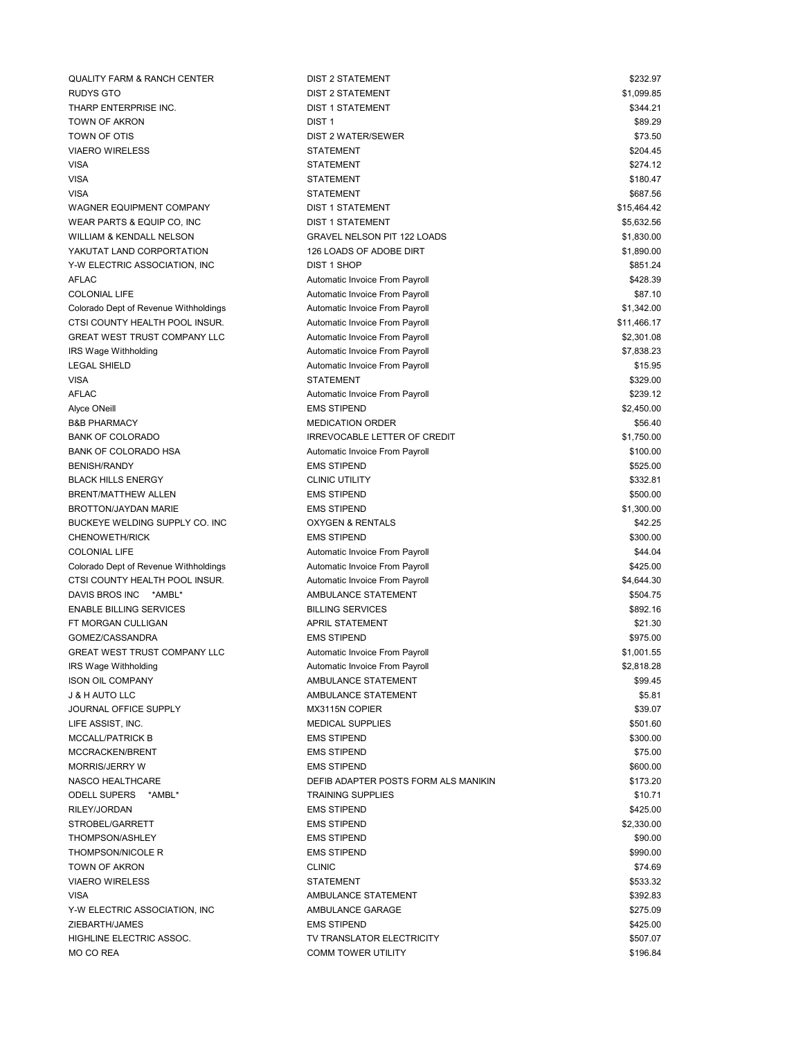| | | |
|---|---|---|
| QUALITY FARM & RANCH CENTER | DIST 2 STATEMENT | $232.97 |
| RUDYS GTO | DIST 2 STATEMENT | $1,099.85 |
| THARP ENTERPRISE INC. | DIST 1 STATEMENT | $344.21 |
| TOWN OF AKRON | DIST 1 | $89.29 |
| TOWN OF OTIS | DIST 2 WATER/SEWER | $73.50 |
| VIAERO WIRELESS | STATEMENT | $204.45 |
| VISA | STATEMENT | $274.12 |
| VISA | STATEMENT | $180.47 |
| VISA | STATEMENT | $687.56 |
| WAGNER EQUIPMENT COMPANY | DIST 1 STATEMENT | $15,464.42 |
| WEAR PARTS & EQUIP CO, INC | DIST 1 STATEMENT | $5,632.56 |
| WILLIAM & KENDALL NELSON | GRAVEL NELSON PIT 122 LOADS | $1,830.00 |
| YAKUTAT LAND CORPORTATION | 126 LOADS OF ADOBE DIRT | $1,890.00 |
| Y-W ELECTRIC ASSOCIATION, INC | DIST 1 SHOP | $851.24 |
| AFLAC | Automatic Invoice From Payroll | $428.39 |
| COLONIAL LIFE | Automatic Invoice From Payroll | $87.10 |
| Colorado Dept of Revenue Withholdings | Automatic Invoice From Payroll | $1,342.00 |
| CTSI COUNTY HEALTH POOL INSUR. | Automatic Invoice From Payroll | $11,466.17 |
| GREAT WEST TRUST COMPANY LLC | Automatic Invoice From Payroll | $2,301.08 |
| IRS Wage Withholding | Automatic Invoice From Payroll | $7,838.23 |
| LEGAL SHIELD | Automatic Invoice From Payroll | $15.95 |
| VISA | STATEMENT | $329.00 |
| AFLAC | Automatic Invoice From Payroll | $239.12 |
| Alyce ONeill | EMS STIPEND | $2,450.00 |
| B&B PHARMACY | MEDICATION ORDER | $56.40 |
| BANK OF COLORADO | IRREVOCABLE LETTER OF CREDIT | $1,750.00 |
| BANK OF COLORADO HSA | Automatic Invoice From Payroll | $100.00 |
| BENISH/RANDY | EMS STIPEND | $525.00 |
| BLACK HILLS ENERGY | CLINIC UTILITY | $332.81 |
| BRENT/MATTHEW ALLEN | EMS STIPEND | $500.00 |
| BROTTON/JAYDAN MARIE | EMS STIPEND | $1,300.00 |
| BUCKEYE WELDING SUPPLY CO. INC | OXYGEN & RENTALS | $42.25 |
| CHENOWETH/RICK | EMS STIPEND | $300.00 |
| COLONIAL LIFE | Automatic Invoice From Payroll | $44.04 |
| Colorado Dept of Revenue Withholdings | Automatic Invoice From Payroll | $425.00 |
| CTSI COUNTY HEALTH POOL INSUR. | Automatic Invoice From Payroll | $4,644.30 |
| DAVIS BROS INC *AMBL* | AMBULANCE STATEMENT | $504.75 |
| ENABLE BILLING SERVICES | BILLING SERVICES | $892.16 |
| FT MORGAN CULLIGAN | APRIL STATEMENT | $21.30 |
| GOMEZ/CASSANDRA | EMS STIPEND | $975.00 |
| GREAT WEST TRUST COMPANY LLC | Automatic Invoice From Payroll | $1,001.55 |
| IRS Wage Withholding | Automatic Invoice From Payroll | $2,818.28 |
| ISON OIL COMPANY | AMBULANCE STATEMENT | $99.45 |
| J & H AUTO LLC | AMBULANCE STATEMENT | $5.81 |
| JOURNAL OFFICE SUPPLY | MX3115N COPIER | $39.07 |
| LIFE ASSIST, INC. | MEDICAL SUPPLIES | $501.60 |
| MCCALL/PATRICK B | EMS STIPEND | $300.00 |
| MCCRACKEN/BRENT | EMS STIPEND | $75.00 |
| MORRIS/JERRY W | EMS STIPEND | $600.00 |
| NASCO HEALTHCARE | DEFIB ADAPTER POSTS FORM ALS MANIKIN | $173.20 |
| ODELL SUPERS *AMBL* | TRAINING SUPPLIES | $10.71 |
| RILEY/JORDAN | EMS STIPEND | $425.00 |
| STROBEL/GARRETT | EMS STIPEND | $2,330.00 |
| THOMPSON/ASHLEY | EMS STIPEND | $90.00 |
| THOMPSON/NICOLE R | EMS STIPEND | $990.00 |
| TOWN OF AKRON | CLINIC | $74.69 |
| VIAERO WIRELESS | STATEMENT | $533.32 |
| VISA | AMBULANCE STATEMENT | $392.83 |
| Y-W ELECTRIC ASSOCIATION, INC | AMBULANCE GARAGE | $275.09 |
| ZIEBARTH/JAMES | EMS STIPEND | $425.00 |
| HIGHLINE ELECTRIC ASSOC. | TV TRANSLATOR ELECTRICITY | $507.07 |
| MO CO REA | COMM TOWER UTILITY | $196.84 |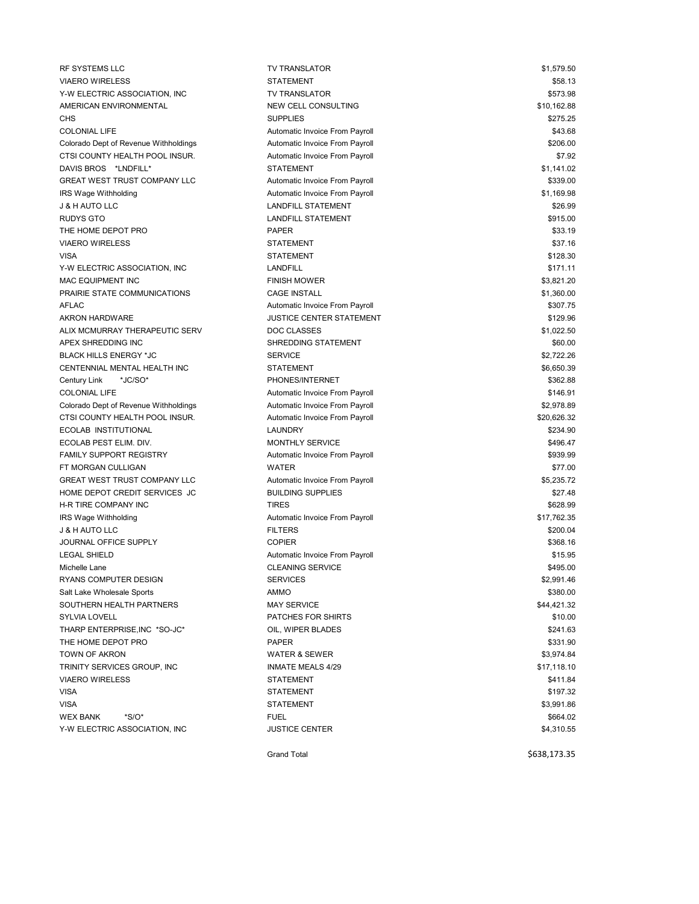| | | |
|---|---|---|
| RF SYSTEMS LLC | TV TRANSLATOR | $1,579.50 |
| VIAERO WIRELESS | STATEMENT | $58.13 |
| Y-W ELECTRIC ASSOCIATION, INC | TV TRANSLATOR | $573.98 |
| AMERICAN ENVIRONMENTAL | NEW CELL CONSULTING | $10,162.88 |
| CHS | SUPPLIES | $275.25 |
| COLONIAL LIFE | Automatic Invoice From Payroll | $43.68 |
| Colorado Dept of Revenue Withholdings | Automatic Invoice From Payroll | $206.00 |
| CTSI COUNTY HEALTH POOL INSUR. | Automatic Invoice From Payroll | $7.92 |
| DAVIS BROS *LNDFILL* | STATEMENT | $1,141.02 |
| GREAT WEST TRUST COMPANY LLC | Automatic Invoice From Payroll | $339.00 |
| IRS Wage Withholding | Automatic Invoice From Payroll | $1,169.98 |
| J & H AUTO LLC | LANDFILL STATEMENT | $26.99 |
| RUDYS GTO | LANDFILL STATEMENT | $915.00 |
| THE HOME DEPOT PRO | PAPER | $33.19 |
| VIAERO WIRELESS | STATEMENT | $37.16 |
| VISA | STATEMENT | $128.30 |
| Y-W ELECTRIC ASSOCIATION, INC | LANDFILL | $171.11 |
| MAC EQUIPMENT INC | FINISH MOWER | $3,821.20 |
| PRAIRIE STATE COMMUNICATIONS | CAGE INSTALL | $1,360.00 |
| AFLAC | Automatic Invoice From Payroll | $307.75 |
| AKRON HARDWARE | JUSTICE CENTER STATEMENT | $129.96 |
| ALIX MCMURRAY THERAPEUTIC SERV | DOC CLASSES | $1,022.50 |
| APEX SHREDDING INC | SHREDDING STATEMENT | $60.00 |
| BLACK HILLS ENERGY *JC | SERVICE | $2,722.26 |
| CENTENNIAL MENTAL HEALTH INC | STATEMENT | $6,650.39 |
| Century Link *JC/SO* | PHONES/INTERNET | $362.88 |
| COLONIAL LIFE | Automatic Invoice From Payroll | $146.91 |
| Colorado Dept of Revenue Withholdings | Automatic Invoice From Payroll | $2,978.89 |
| CTSI COUNTY HEALTH POOL INSUR. | Automatic Invoice From Payroll | $20,626.32 |
| ECOLAB INSTITUTIONAL | LAUNDRY | $234.90 |
| ECOLAB PEST ELIM. DIV. | MONTHLY SERVICE | $496.47 |
| FAMILY SUPPORT REGISTRY | Automatic Invoice From Payroll | $939.99 |
| FT MORGAN CULLIGAN | WATER | $77.00 |
| GREAT WEST TRUST COMPANY LLC | Automatic Invoice From Payroll | $5,235.72 |
| HOME DEPOT CREDIT SERVICES JC | BUILDING SUPPLIES | $27.48 |
| H-R TIRE COMPANY INC | TIRES | $628.99 |
| IRS Wage Withholding | Automatic Invoice From Payroll | $17,762.35 |
| J & H AUTO LLC | FILTERS | $200.04 |
| JOURNAL OFFICE SUPPLY | COPIER | $368.16 |
| LEGAL SHIELD | Automatic Invoice From Payroll | $15.95 |
| Michelle Lane | CLEANING SERVICE | $495.00 |
| RYANS COMPUTER DESIGN | SERVICES | $2,991.46 |
| Salt Lake Wholesale Sports | AMMO | $380.00 |
| SOUTHERN HEALTH PARTNERS | MAY SERVICE | $44,421.32 |
| SYLVIA LOVELL | PATCHES FOR SHIRTS | $10.00 |
| THARP ENTERPRISE,INC *SO-JC* | OIL, WIPER BLADES | $241.63 |
| THE HOME DEPOT PRO | PAPER | $331.90 |
| TOWN OF AKRON | WATER & SEWER | $3,974.84 |
| TRINITY SERVICES GROUP, INC | INMATE MEALS 4/29 | $17,118.10 |
| VIAERO WIRELESS | STATEMENT | $411.84 |
| VISA | STATEMENT | $197.32 |
| VISA | STATEMENT | $3,991.86 |
| WEX BANK *S/O* | FUEL | $664.02 |
| Y-W ELECTRIC ASSOCIATION, INC | JUSTICE CENTER | $4,310.55 |
| | Grand Total | $638,173.35 |